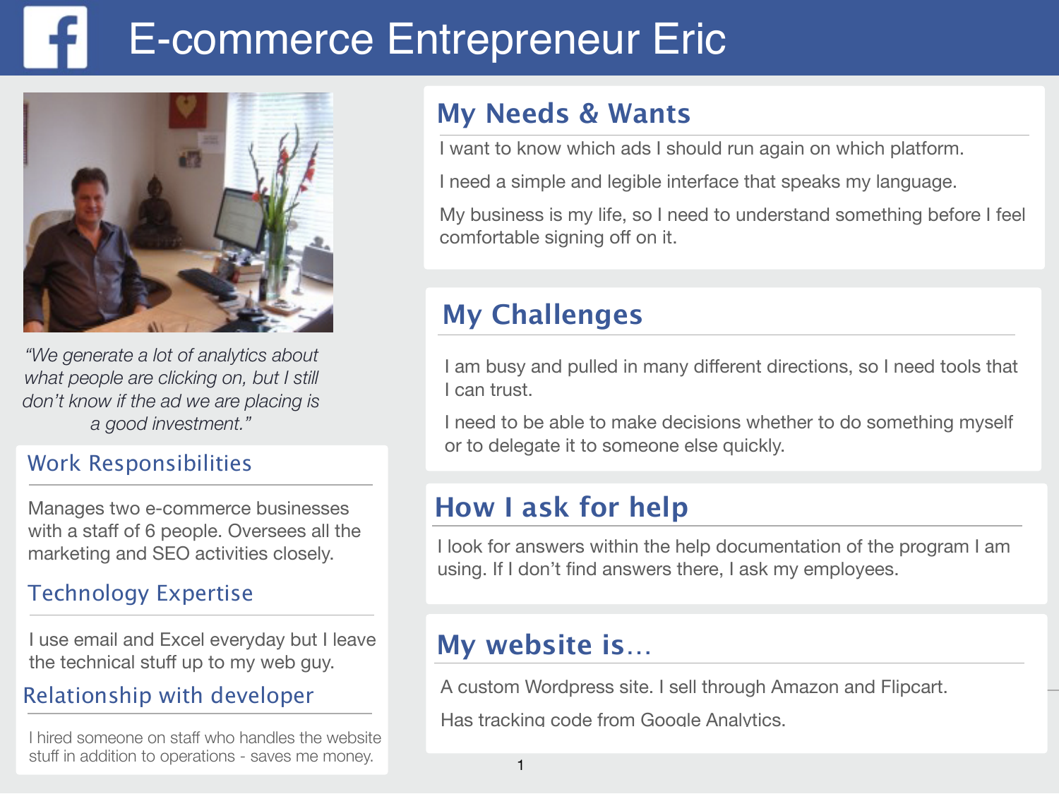# E-commerce Entrepreneur Eric

*"We generate a lot of analytics about what people are clicking on, but I still don't know if the ad we are placing is a good investment."*

## Work Responsibilities

Manages two e-commerce businesses with a staff of 6 people. Oversees all the marketing and SEO activities closely.

## Technology Expertise

I use email and Excel everyday but I leave the technical stuff up to my web guy.

## Relationship with developer

I hired someone on staff who handles the website stuff in addition to operations - saves me money.

## My Needs & Wants

I want to know which ads I should run again on which platform.

I need a simple and legible interface that speaks my language.

My business is my life, so I need to understand something before I feel comfortable signing off on it.

## My Challenges

I am busy and pulled in many different directions, so I need tools that I can trust.

I need to be able to make decisions whether to do something myself or to delegate it to someone else quickly.

## How I ask for help

I look for answers within the help documentation of the program I am using. If I don't find answers there, I ask my employees.

## My website is…

A custom Wordpress site. I sell through Amazon and Flipcart.

Has tracking code from Google Analytics.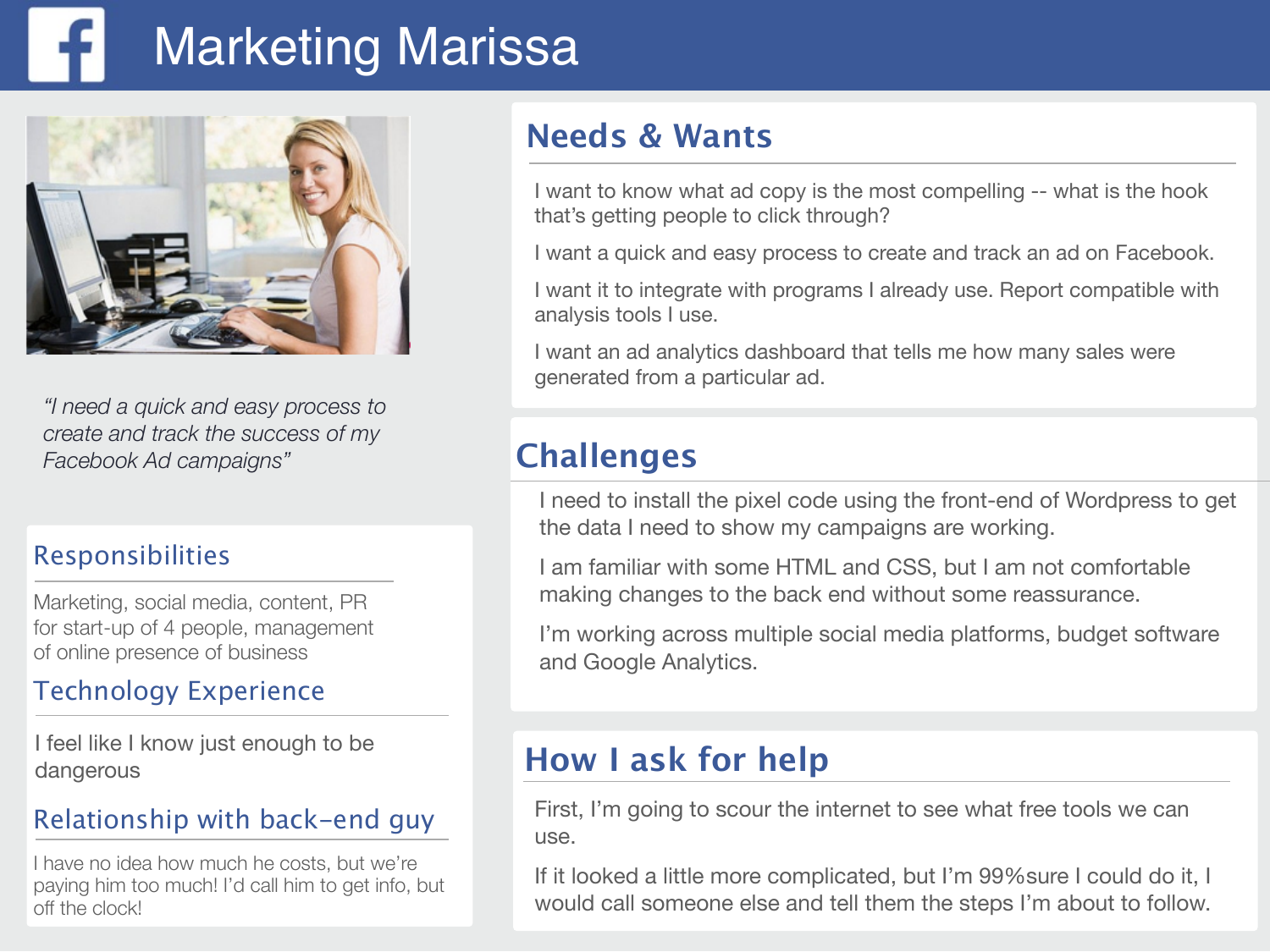# Marketing Marissa

*"I need a quick and easy process to create and track the success of my Facebook Ad campaigns"*

## Responsibilities

Marketing, social media, content, PR for start-up of 4 people, management of online presence of business

## Technology Experience

I feel like I know just enough to be dangerous

## Relationship with back-end guy

I have no idea how much he costs, but we're paying him too much! I'd call him to get info, but off the clock!

## Needs & Wants

I want to know what ad copy is the most compelling -- what is the hook that's getting people to click through?

I want a quick and easy process to create and track an ad on Facebook.

I want it to integrate with programs I already use. Report compatible with analysis tools I use.

I want an ad analytics dashboard that tells me how many sales were generated from a particular ad.

## Challenges

I need to install the pixel code using the front-end of Wordpress to get the data I need to show my campaigns are working.

I am familiar with some HTML and CSS, but I am not comfortable making changes to the back end without some reassurance.

I'm working across multiple social media platforms, budget software and Google Analytics.

## How I ask for help

First, I'm going to scour the internet to see what free tools we can use.

If it looked a little more complicated, but I'm 99%sure I could do it, I would call someone else and tell them the steps I'm about to follow.